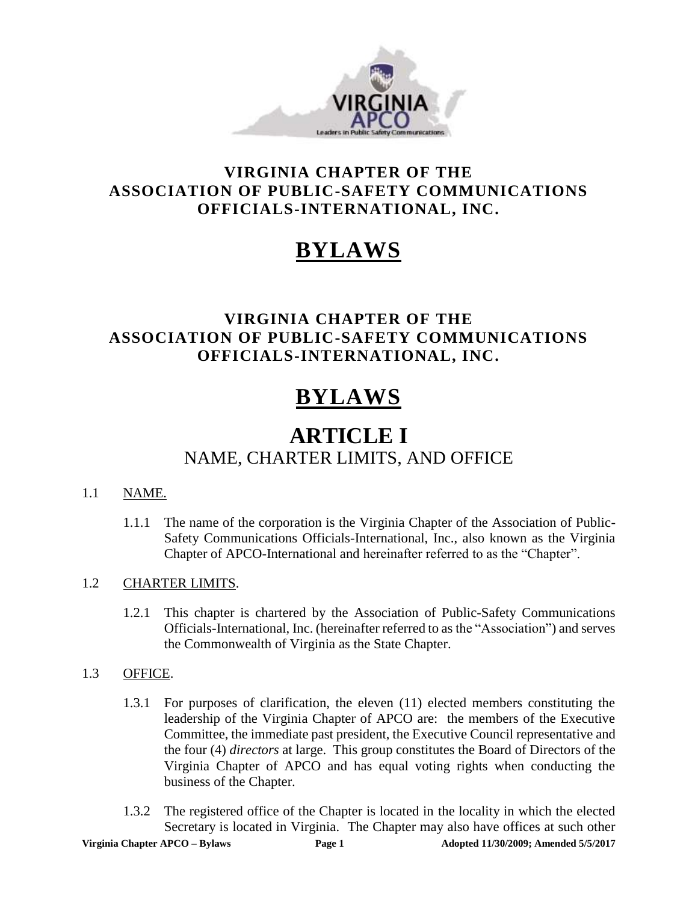**VIRGINIA CHAPTER OF THE ASSOCIATION OF PUBLIC-SAFETY COMMUNICATIONS OFFICIALS-INTERNATIONAL, INC.**

# BYLAWS

**VIRGINIA CHAPTER OF THE ASSOCIATION OF PUBLIC-SAFETY COMMUNICATIONS OFFICIALS-INTERNATIONAL, INC.**

# BYLAWS

## ARTICLE I
NAME, CHARTER LIMITS, AND OFFICE

1.1 NAME.

1.1.1 The name of the corporation is the Virginia Chapter of the Association of Public-Safety Communications Officials-International, Inc., also known as the Virginia Chapter of APCO-International and hereinafter referred to as the "Chapter".

1.2 CHARTER LIMITS.

1.2.1 This chapter is chartered by the Association of Public-Safety Communications Officials-International, Inc. (hereinafter referred to as the "Association") and serves the Commonwealth of Virginia as the State Chapter.

1.3 OFFICE.

1.3.1 For purposes of clarification, the eleven (11) elected members constituting the leadership of the Virginia Chapter of APCO are: the members of the Executive Committee, the immediate past president, the Executive Council representative and the four (4) *directors* at large. This group constitutes the Board of Directors of the Virginia Chapter of APCO and has equal voting rights when conducting the business of the Chapter.

1.3.2 The registered office of the Chapter is located in the locality in which the elected Secretary is located in Virginia. The Chapter may also have offices at such other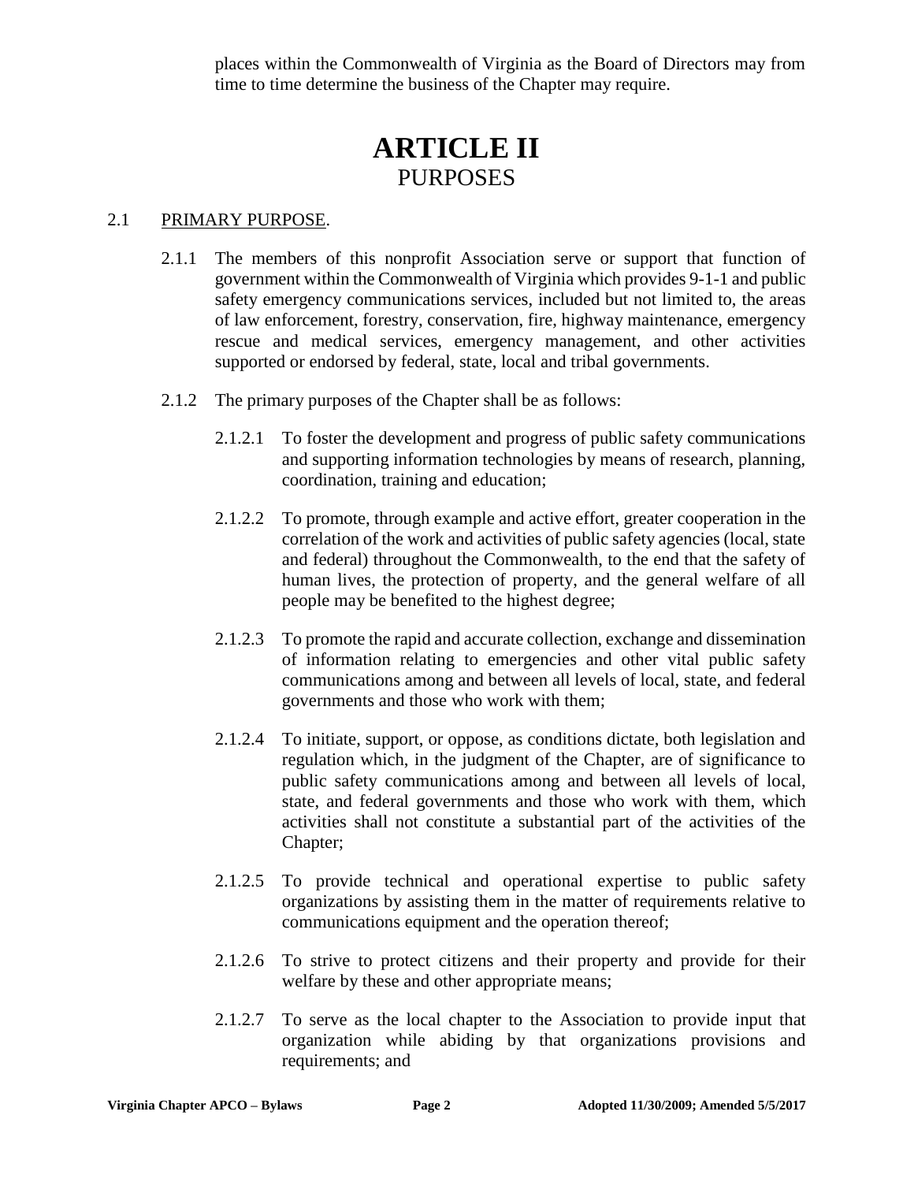places within the Commonwealth of Virginia as the Board of Directors may from time to time determine the business of the Chapter may require.

# ARTICLE II
## PURPOSES

2.1 PRIMARY PURPOSE.

2.1.1 The members of this nonprofit Association serve or support that function of government within the Commonwealth of Virginia which provides 9-1-1 and public safety emergency communications services, included but not limited to, the areas of law enforcement, forestry, conservation, fire, highway maintenance, emergency rescue and medical services, emergency management, and other activities supported or endorsed by federal, state, local and tribal governments.

2.1.2 The primary purposes of the Chapter shall be as follows:

2.1.2.1 To foster the development and progress of public safety communications and supporting information technologies by means of research, planning, coordination, training and education;

2.1.2.2 To promote, through example and active effort, greater cooperation in the correlation of the work and activities of public safety agencies (local, state and federal) throughout the Commonwealth, to the end that the safety of human lives, the protection of property, and the general welfare of all people may be benefited to the highest degree;

2.1.2.3 To promote the rapid and accurate collection, exchange and dissemination of information relating to emergencies and other vital public safety communications among and between all levels of local, state, and federal governments and those who work with them;

2.1.2.4 To initiate, support, or oppose, as conditions dictate, both legislation and regulation which, in the judgment of the Chapter, are of significance to public safety communications among and between all levels of local, state, and federal governments and those who work with them, which activities shall not constitute a substantial part of the activities of the Chapter;

2.1.2.5 To provide technical and operational expertise to public safety organizations by assisting them in the matter of requirements relative to communications equipment and the operation thereof;

2.1.2.6 To strive to protect citizens and their property and provide for their welfare by these and other appropriate means;

2.1.2.7 To serve as the local chapter to the Association to provide input that organization while abiding by that organizations provisions and requirements; and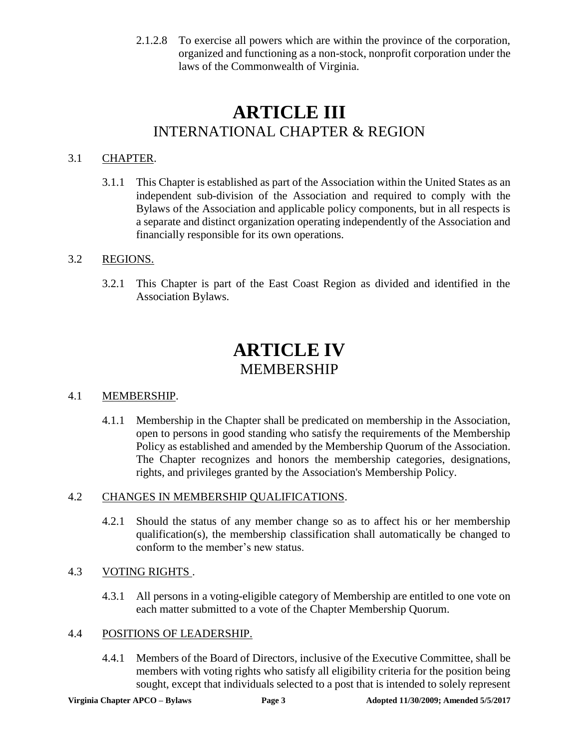2.1.2.8 To exercise all powers which are within the province of the corporation, organized and functioning as a non-stock, nonprofit corporation under the laws of the Commonwealth of Virginia.

# ARTICLE III
## INTERNATIONAL CHAPTER & REGION

3.1 CHAPTER.

3.1.1 This Chapter is established as part of the Association within the United States as an independent sub-division of the Association and required to comply with the Bylaws of the Association and applicable policy components, but in all respects is a separate and distinct organization operating independently of the Association and financially responsible for its own operations.

3.2 REGIONS.

3.2.1 This Chapter is part of the East Coast Region as divided and identified in the Association Bylaws.

# ARTICLE IV
## MEMBERSHIP

4.1 MEMBERSHIP.

4.1.1 Membership in the Chapter shall be predicated on membership in the Association, open to persons in good standing who satisfy the requirements of the Membership Policy as established and amended by the Membership Quorum of the Association. The Chapter recognizes and honors the membership categories, designations, rights, and privileges granted by the Association's Membership Policy.

4.2 CHANGES IN MEMBERSHIP QUALIFICATIONS.

4.2.1 Should the status of any member change so as to affect his or her membership qualification(s), the membership classification shall automatically be changed to conform to the member's new status.

4.3 VOTING RIGHTS .

4.3.1 All persons in a voting-eligible category of Membership are entitled to one vote on each matter submitted to a vote of the Chapter Membership Quorum.

4.4 POSITIONS OF LEADERSHIP.

4.4.1 Members of the Board of Directors, inclusive of the Executive Committee, shall be members with voting rights who satisfy all eligibility criteria for the position being sought, except that individuals selected to a post that is intended to solely represent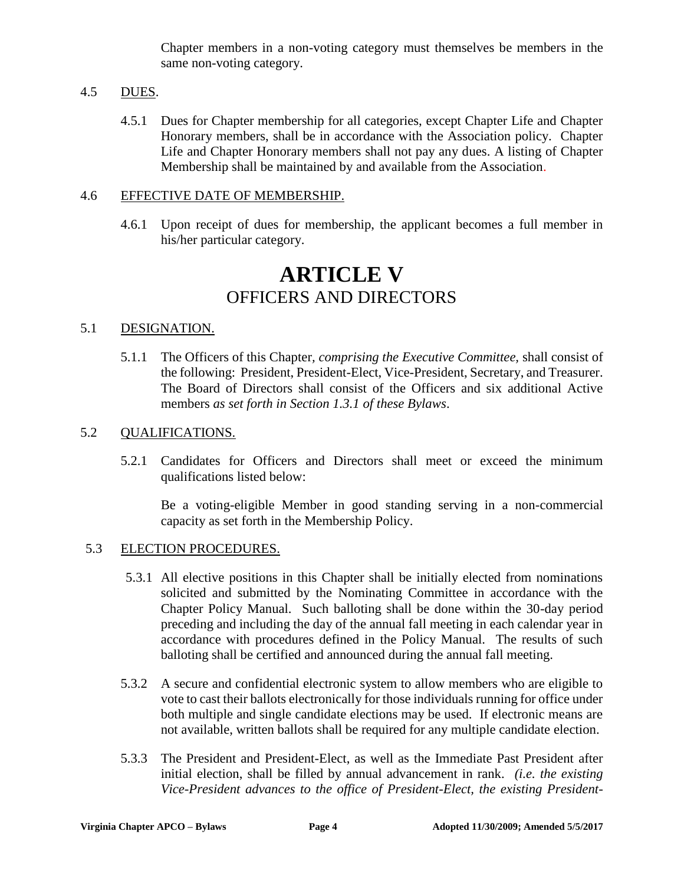Chapter members in a non-voting category must themselves be members in the same non-voting category.

4.5 DUES.

4.5.1 Dues for Chapter membership for all categories, except Chapter Life and Chapter Honorary members, shall be in accordance with the Association policy. Chapter Life and Chapter Honorary members shall not pay any dues. A listing of Chapter Membership shall be maintained by and available from the Association.

4.6 EFFECTIVE DATE OF MEMBERSHIP.

4.6.1 Upon receipt of dues for membership, the applicant becomes a full member in his/her particular category.

# ARTICLE V

## OFFICERS AND DIRECTORS

5.1 DESIGNATION.

5.1.1 The Officers of this Chapter, *comprising the Executive Committee*, shall consist of the following: President, President-Elect, Vice-President, Secretary, and Treasurer. The Board of Directors shall consist of the Officers and six additional Active members *as set forth in Section 1.3.1 of these Bylaws*.

5.2 QUALIFICATIONS.

5.2.1 Candidates for Officers and Directors shall meet or exceed the minimum qualifications listed below:

Be a voting-eligible Member in good standing serving in a non-commercial capacity as set forth in the Membership Policy.

5.3 ELECTION PROCEDURES.

5.3.1 All elective positions in this Chapter shall be initially elected from nominations solicited and submitted by the Nominating Committee in accordance with the Chapter Policy Manual. Such balloting shall be done within the 30-day period preceding and including the day of the annual fall meeting in each calendar year in accordance with procedures defined in the Policy Manual. The results of such balloting shall be certified and announced during the annual fall meeting.

5.3.2 A secure and confidential electronic system to allow members who are eligible to vote to cast their ballots electronically for those individuals running for office under both multiple and single candidate elections may be used. If electronic means are not available, written ballots shall be required for any multiple candidate election.

5.3.3 The President and President-Elect, as well as the Immediate Past President after initial election, shall be filled by annual advancement in rank. *(i.e. the existing Vice-President advances to the office of President-Elect, the existing President-*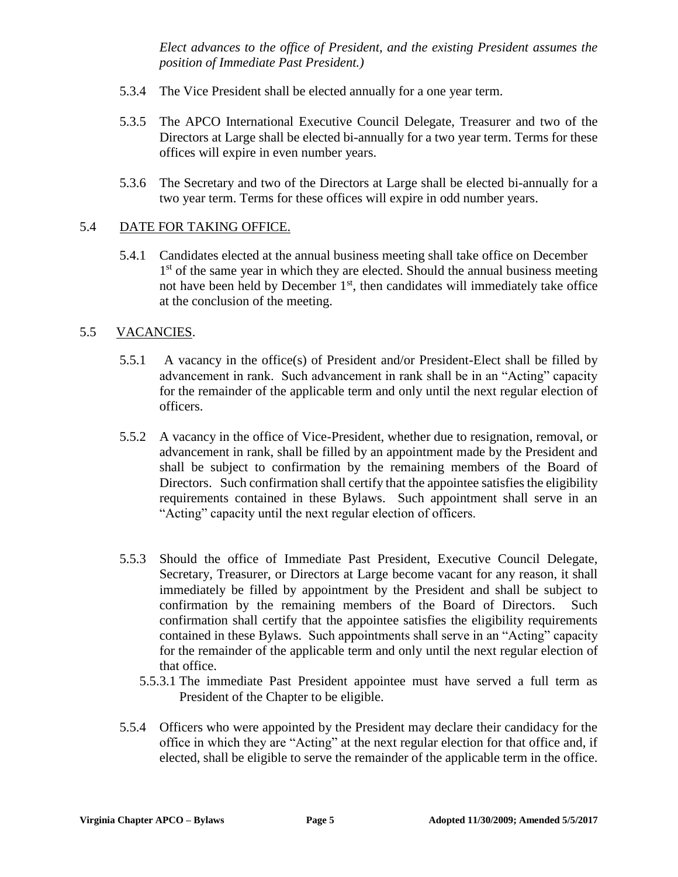*Elect advances to the office of President, and the existing President assumes the position of Immediate Past President.)*

5.3.4 The Vice President shall be elected annually for a one year term.

5.3.5 The APCO International Executive Council Delegate, Treasurer and two of the Directors at Large shall be elected bi-annually for a two year term. Terms for these offices will expire in even number years.

5.3.6 The Secretary and two of the Directors at Large shall be elected bi-annually for a two year term. Terms for these offices will expire in odd number years.

## 5.4 DATE FOR TAKING OFFICE.

5.4.1 Candidates elected at the annual business meeting shall take office on December 1st of the same year in which they are elected. Should the annual business meeting not have been held by December 1st, then candidates will immediately take office at the conclusion of the meeting.

## 5.5 VACANCIES.

5.5.1 A vacancy in the office(s) of President and/or President-Elect shall be filled by advancement in rank. Such advancement in rank shall be in an "Acting" capacity for the remainder of the applicable term and only until the next regular election of officers.

5.5.2 A vacancy in the office of Vice-President, whether due to resignation, removal, or advancement in rank, shall be filled by an appointment made by the President and shall be subject to confirmation by the remaining members of the Board of Directors. Such confirmation shall certify that the appointee satisfies the eligibility requirements contained in these Bylaws. Such appointment shall serve in an "Acting" capacity until the next regular election of officers.

5.5.3 Should the office of Immediate Past President, Executive Council Delegate, Secretary, Treasurer, or Directors at Large become vacant for any reason, it shall immediately be filled by appointment by the President and shall be subject to confirmation by the remaining members of the Board of Directors. Such confirmation shall certify that the appointee satisfies the eligibility requirements contained in these Bylaws. Such appointments shall serve in an "Acting" capacity for the remainder of the applicable term and only until the next regular election of that office.

5.5.3.1 The immediate Past President appointee must have served a full term as President of the Chapter to be eligible.

5.5.4 Officers who were appointed by the President may declare their candidacy for the office in which they are "Acting" at the next regular election for that office and, if elected, shall be eligible to serve the remainder of the applicable term in the office.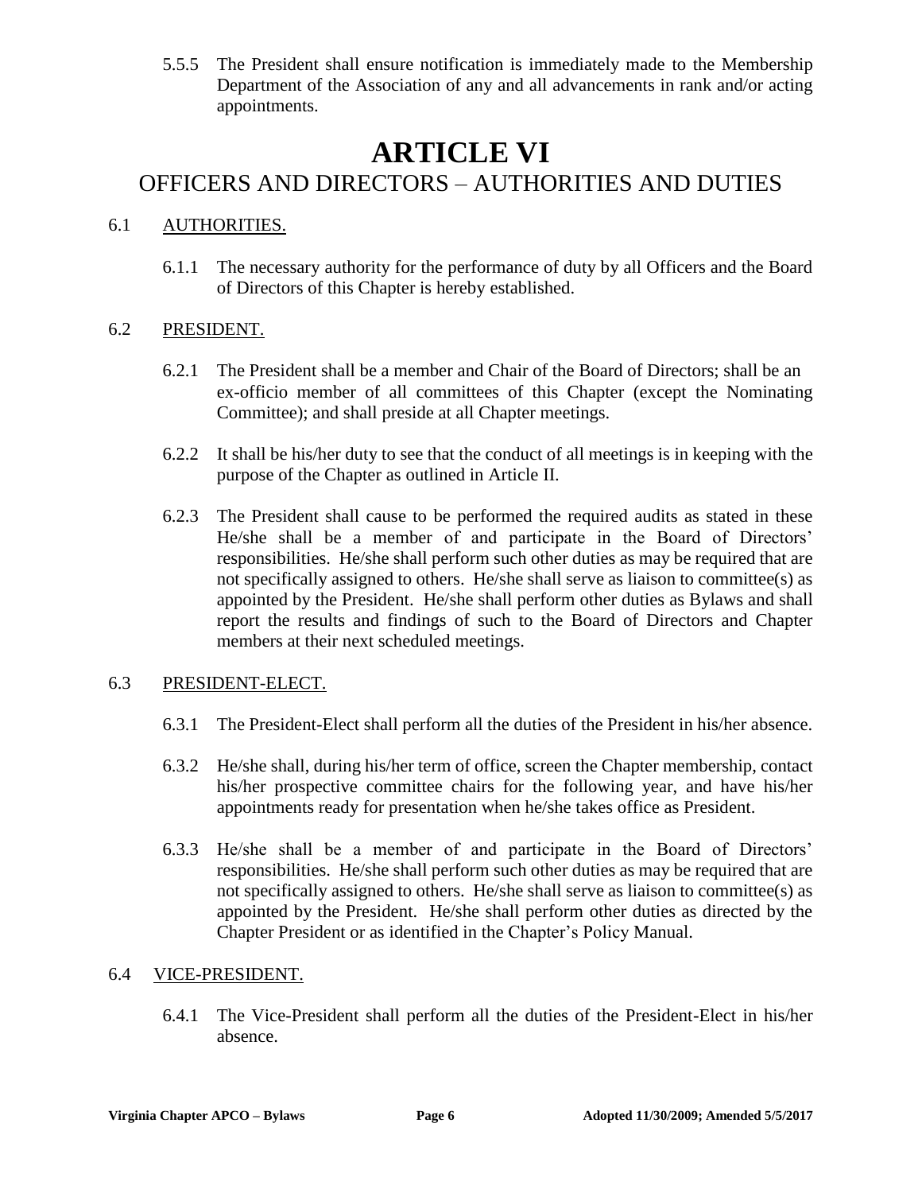5.5.5 The President shall ensure notification is immediately made to the Membership Department of the Association of any and all advancements in rank and/or acting appointments.

# ARTICLE VI

## OFFICERS AND DIRECTORS – AUTHORITIES AND DUTIES

### 6.1 AUTHORITIES.

6.1.1 The necessary authority for the performance of duty by all Officers and the Board of Directors of this Chapter is hereby established.

### 6.2 PRESIDENT.

6.2.1 The President shall be a member and Chair of the Board of Directors; shall be an ex-officio member of all committees of this Chapter (except the Nominating Committee); and shall preside at all Chapter meetings.

6.2.2 It shall be his/her duty to see that the conduct of all meetings is in keeping with the purpose of the Chapter as outlined in Article II.

6.2.3 The President shall cause to be performed the required audits as stated in these He/she shall be a member of and participate in the Board of Directors' responsibilities. He/she shall perform such other duties as may be required that are not specifically assigned to others. He/she shall serve as liaison to committee(s) as appointed by the President. He/she shall perform other duties as Bylaws and shall report the results and findings of such to the Board of Directors and Chapter members at their next scheduled meetings.

### 6.3 PRESIDENT-ELECT.

6.3.1 The President-Elect shall perform all the duties of the President in his/her absence.

6.3.2 He/she shall, during his/her term of office, screen the Chapter membership, contact his/her prospective committee chairs for the following year, and have his/her appointments ready for presentation when he/she takes office as President.

6.3.3 He/she shall be a member of and participate in the Board of Directors' responsibilities. He/she shall perform such other duties as may be required that are not specifically assigned to others. He/she shall serve as liaison to committee(s) as appointed by the President. He/she shall perform other duties as directed by the Chapter President or as identified in the Chapter's Policy Manual.

### 6.4 VICE-PRESIDENT.

6.4.1 The Vice-President shall perform all the duties of the President-Elect in his/her absence.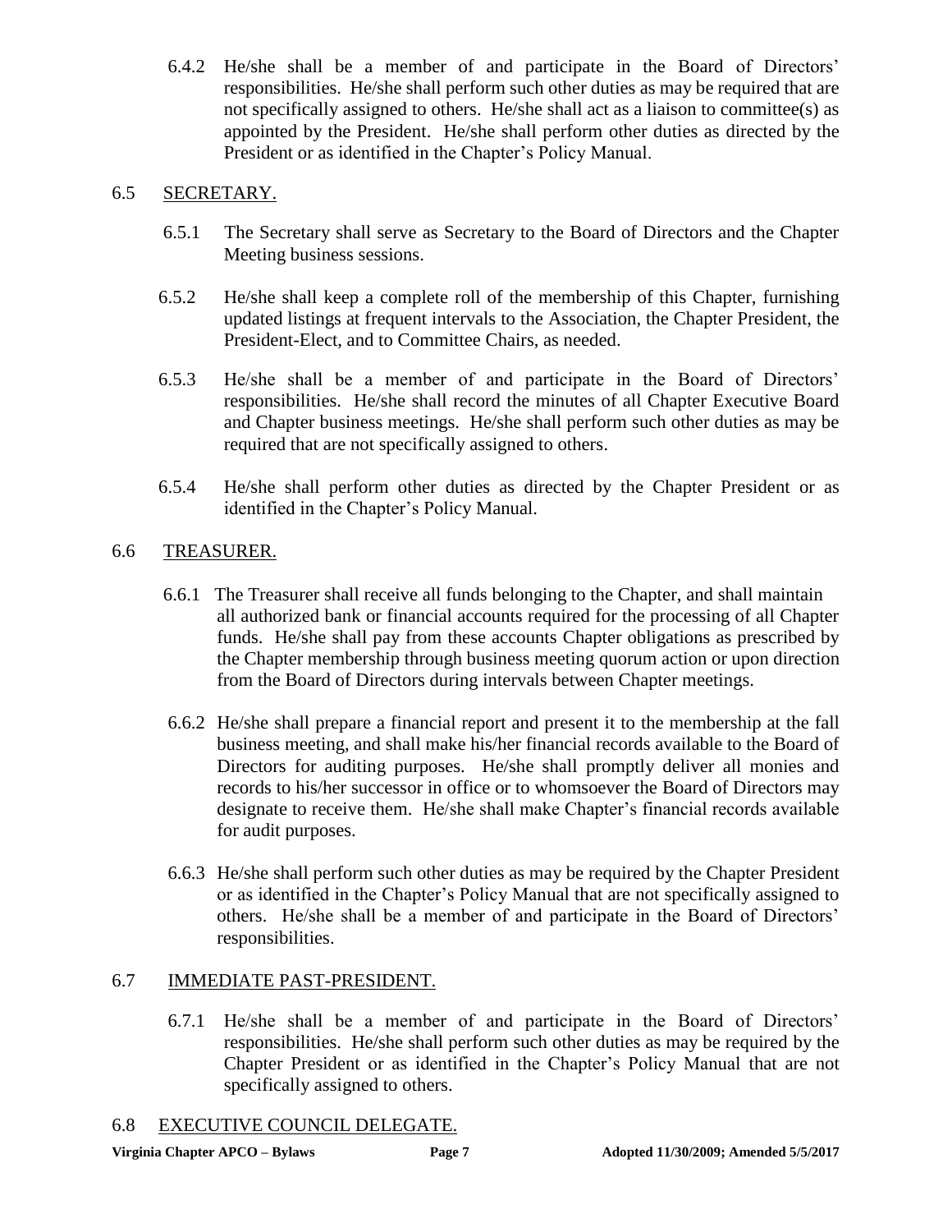6.4.2 He/she shall be a member of and participate in the Board of Directors' responsibilities. He/she shall perform such other duties as may be required that are not specifically assigned to others. He/she shall act as a liaison to committee(s) as appointed by the President. He/she shall perform other duties as directed by the President or as identified in the Chapter's Policy Manual.

## 6.5 SECRETARY.

6.5.1 The Secretary shall serve as Secretary to the Board of Directors and the Chapter Meeting business sessions.

6.5.2 He/she shall keep a complete roll of the membership of this Chapter, furnishing updated listings at frequent intervals to the Association, the Chapter President, the President-Elect, and to Committee Chairs, as needed.

6.5.3 He/she shall be a member of and participate in the Board of Directors' responsibilities. He/she shall record the minutes of all Chapter Executive Board and Chapter business meetings. He/she shall perform such other duties as may be required that are not specifically assigned to others.

6.5.4 He/she shall perform other duties as directed by the Chapter President or as identified in the Chapter's Policy Manual.

## 6.6 TREASURER.

6.6.1 The Treasurer shall receive all funds belonging to the Chapter, and shall maintain all authorized bank or financial accounts required for the processing of all Chapter funds. He/she shall pay from these accounts Chapter obligations as prescribed by the Chapter membership through business meeting quorum action or upon direction from the Board of Directors during intervals between Chapter meetings.

6.6.2 He/she shall prepare a financial report and present it to the membership at the fall business meeting, and shall make his/her financial records available to the Board of Directors for auditing purposes. He/she shall promptly deliver all monies and records to his/her successor in office or to whomsoever the Board of Directors may designate to receive them. He/she shall make Chapter's financial records available for audit purposes.

6.6.3 He/she shall perform such other duties as may be required by the Chapter President or as identified in the Chapter's Policy Manual that are not specifically assigned to others. He/she shall be a member of and participate in the Board of Directors' responsibilities.

## 6.7 IMMEDIATE PAST-PRESIDENT.

6.7.1 He/she shall be a member of and participate in the Board of Directors' responsibilities. He/she shall perform such other duties as may be required by the Chapter President or as identified in the Chapter's Policy Manual that are not specifically assigned to others.

## 6.8 EXECUTIVE COUNCIL DELEGATE.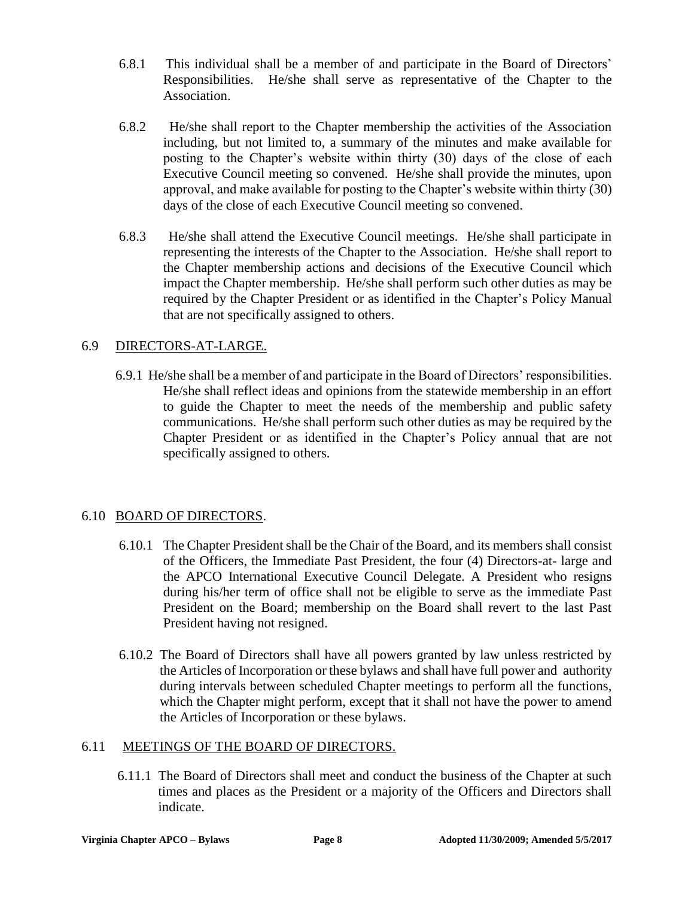6.8.1 This individual shall be a member of and participate in the Board of Directors' Responsibilities. He/she shall serve as representative of the Chapter to the Association.

6.8.2 He/she shall report to the Chapter membership the activities of the Association including, but not limited to, a summary of the minutes and make available for posting to the Chapter's website within thirty (30) days of the close of each Executive Council meeting so convened. He/she shall provide the minutes, upon approval, and make available for posting to the Chapter's website within thirty (30) days of the close of each Executive Council meeting so convened.

6.8.3 He/she shall attend the Executive Council meetings. He/she shall participate in representing the interests of the Chapter to the Association. He/she shall report to the Chapter membership actions and decisions of the Executive Council which impact the Chapter membership. He/she shall perform such other duties as may be required by the Chapter President or as identified in the Chapter's Policy Manual that are not specifically assigned to others.

6.9 <u>DIRECTORS-AT-LARGE.</u>

6.9.1 He/she shall be a member of and participate in the Board of Directors' responsibilities. He/she shall reflect ideas and opinions from the statewide membership in an effort to guide the Chapter to meet the needs of the membership and public safety communications. He/she shall perform such other duties as may be required by the Chapter President or as identified in the Chapter's Policy annual that are not specifically assigned to others.

6.10 <u>BOARD OF DIRECTORS</u>.

6.10.1 The Chapter President shall be the Chair of the Board, and its members shall consist of the Officers, the Immediate Past President, the four (4) Directors-at- large and the APCO International Executive Council Delegate. A President who resigns during his/her term of office shall not be eligible to serve as the immediate Past President on the Board; membership on the Board shall revert to the last Past President having not resigned.

6.10.2 The Board of Directors shall have all powers granted by law unless restricted by the Articles of Incorporation or these bylaws and shall have full power and authority during intervals between scheduled Chapter meetings to perform all the functions, which the Chapter might perform, except that it shall not have the power to amend the Articles of Incorporation or these bylaws.

6.11 <u>MEETINGS OF THE BOARD OF DIRECTORS.</u>

6.11.1 The Board of Directors shall meet and conduct the business of the Chapter at such times and places as the President or a majority of the Officers and Directors shall indicate.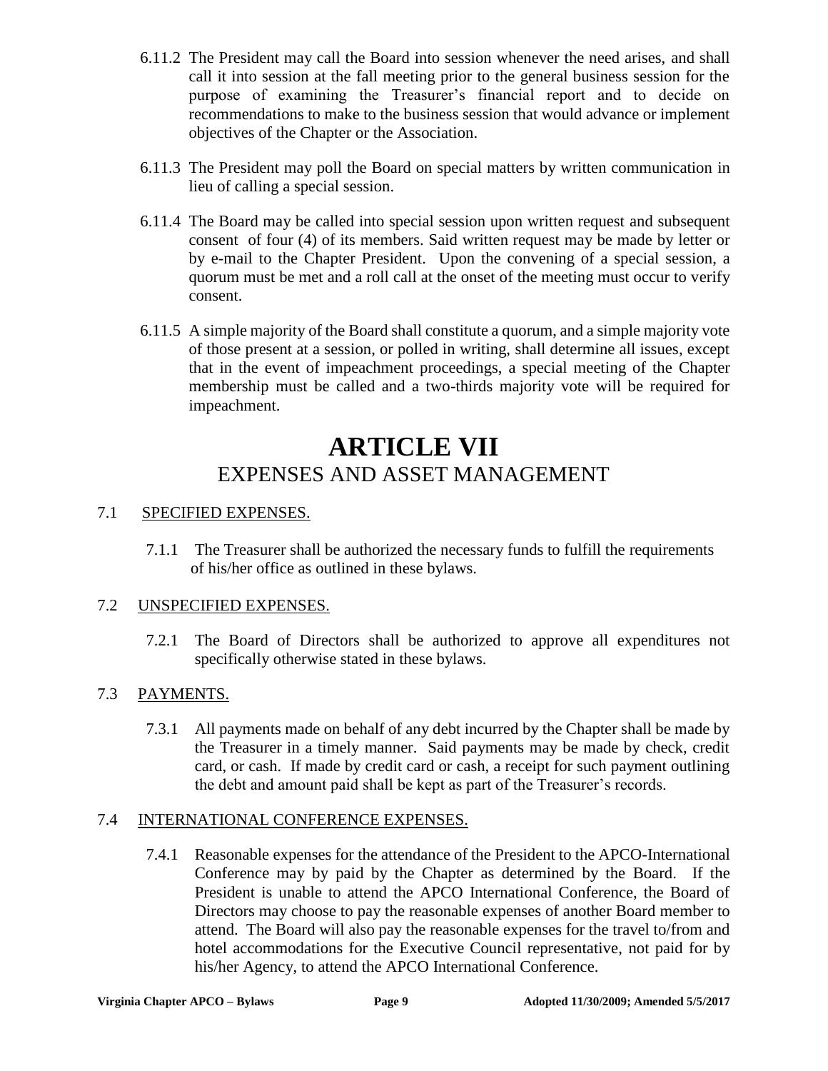6.11.2 The President may call the Board into session whenever the need arises, and shall call it into session at the fall meeting prior to the general business session for the purpose of examining the Treasurer's financial report and to decide on recommendations to make to the business session that would advance or implement objectives of the Chapter or the Association.

6.11.3 The President may poll the Board on special matters by written communication in lieu of calling a special session.

6.11.4 The Board may be called into special session upon written request and subsequent consent of four (4) of its members. Said written request may be made by letter or by e-mail to the Chapter President. Upon the convening of a special session, a quorum must be met and a roll call at the onset of the meeting must occur to verify consent.

6.11.5 A simple majority of the Board shall constitute a quorum, and a simple majority vote of those present at a session, or polled in writing, shall determine all issues, except that in the event of impeachment proceedings, a special meeting of the Chapter membership must be called and a two-thirds majority vote will be required for impeachment.

# ARTICLE VII
## EXPENSES AND ASSET MANAGEMENT

7.1 <u>SPECIFIED EXPENSES.</u>

7.1.1 The Treasurer shall be authorized the necessary funds to fulfill the requirements of his/her office as outlined in these bylaws.

7.2 <u>UNSPECIFIED EXPENSES.</u>

7.2.1 The Board of Directors shall be authorized to approve all expenditures not specifically otherwise stated in these bylaws.

7.3 <u>PAYMENTS.</u>

7.3.1 All payments made on behalf of any debt incurred by the Chapter shall be made by the Treasurer in a timely manner. Said payments may be made by check, credit card, or cash. If made by credit card or cash, a receipt for such payment outlining the debt and amount paid shall be kept as part of the Treasurer's records.

7.4 <u>INTERNATIONAL CONFERENCE EXPENSES.</u>

7.4.1 Reasonable expenses for the attendance of the President to the APCO-International Conference may by paid by the Chapter as determined by the Board. If the President is unable to attend the APCO International Conference, the Board of Directors may choose to pay the reasonable expenses of another Board member to attend. The Board will also pay the reasonable expenses for the travel to/from and hotel accommodations for the Executive Council representative, not paid for by his/her Agency, to attend the APCO International Conference.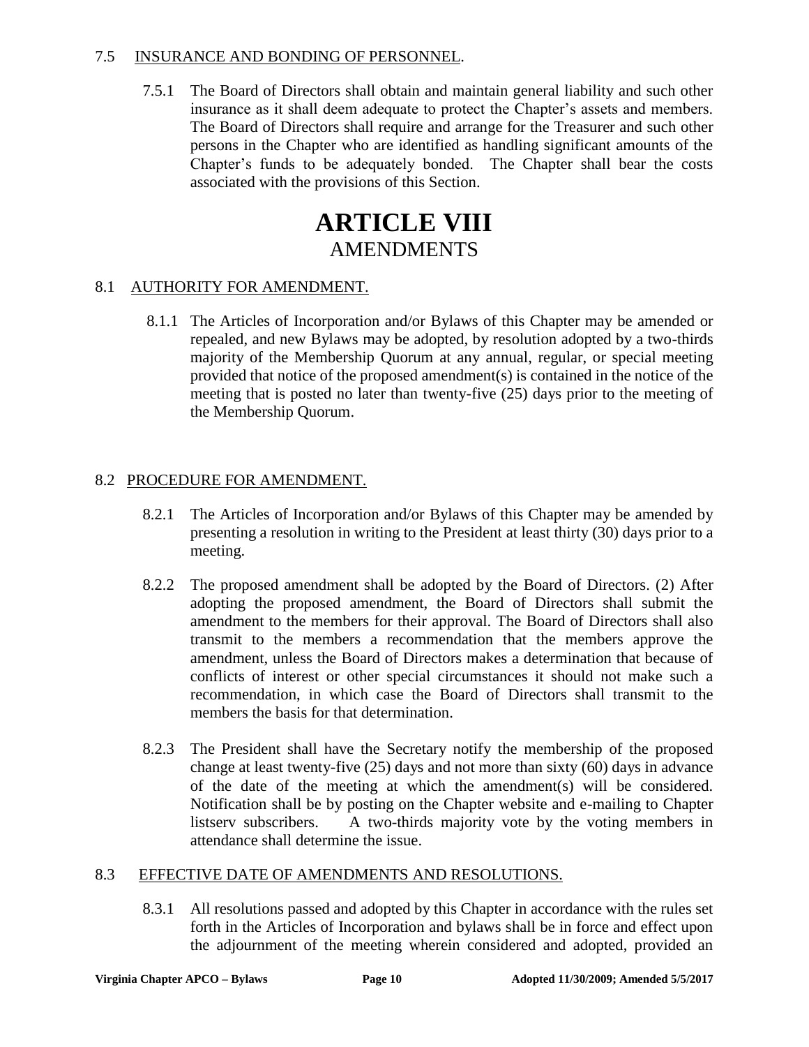7.5 INSURANCE AND BONDING OF PERSONNEL.

7.5.1 The Board of Directors shall obtain and maintain general liability and such other insurance as it shall deem adequate to protect the Chapter's assets and members. The Board of Directors shall require and arrange for the Treasurer and such other persons in the Chapter who are identified as handling significant amounts of the Chapter's funds to be adequately bonded. The Chapter shall bear the costs associated with the provisions of this Section.

# ARTICLE VIII
## AMENDMENTS

8.1 AUTHORITY FOR AMENDMENT.

8.1.1 The Articles of Incorporation and/or Bylaws of this Chapter may be amended or repealed, and new Bylaws may be adopted, by resolution adopted by a two-thirds majority of the Membership Quorum at any annual, regular, or special meeting provided that notice of the proposed amendment(s) is contained in the notice of the meeting that is posted no later than twenty-five (25) days prior to the meeting of the Membership Quorum.

8.2 PROCEDURE FOR AMENDMENT.

8.2.1 The Articles of Incorporation and/or Bylaws of this Chapter may be amended by presenting a resolution in writing to the President at least thirty (30) days prior to a meeting.

8.2.2 The proposed amendment shall be adopted by the Board of Directors. (2) After adopting the proposed amendment, the Board of Directors shall submit the amendment to the members for their approval. The Board of Directors shall also transmit to the members a recommendation that the members approve the amendment, unless the Board of Directors makes a determination that because of conflicts of interest or other special circumstances it should not make such a recommendation, in which case the Board of Directors shall transmit to the members the basis for that determination.

8.2.3 The President shall have the Secretary notify the membership of the proposed change at least twenty-five (25) days and not more than sixty (60) days in advance of the date of the meeting at which the amendment(s) will be considered. Notification shall be by posting on the Chapter website and e-mailing to Chapter listserv subscribers. A two-thirds majority vote by the voting members in attendance shall determine the issue.

8.3 EFFECTIVE DATE OF AMENDMENTS AND RESOLUTIONS.

8.3.1 All resolutions passed and adopted by this Chapter in accordance with the rules set forth in the Articles of Incorporation and bylaws shall be in force and effect upon the adjournment of the meeting wherein considered and adopted, provided an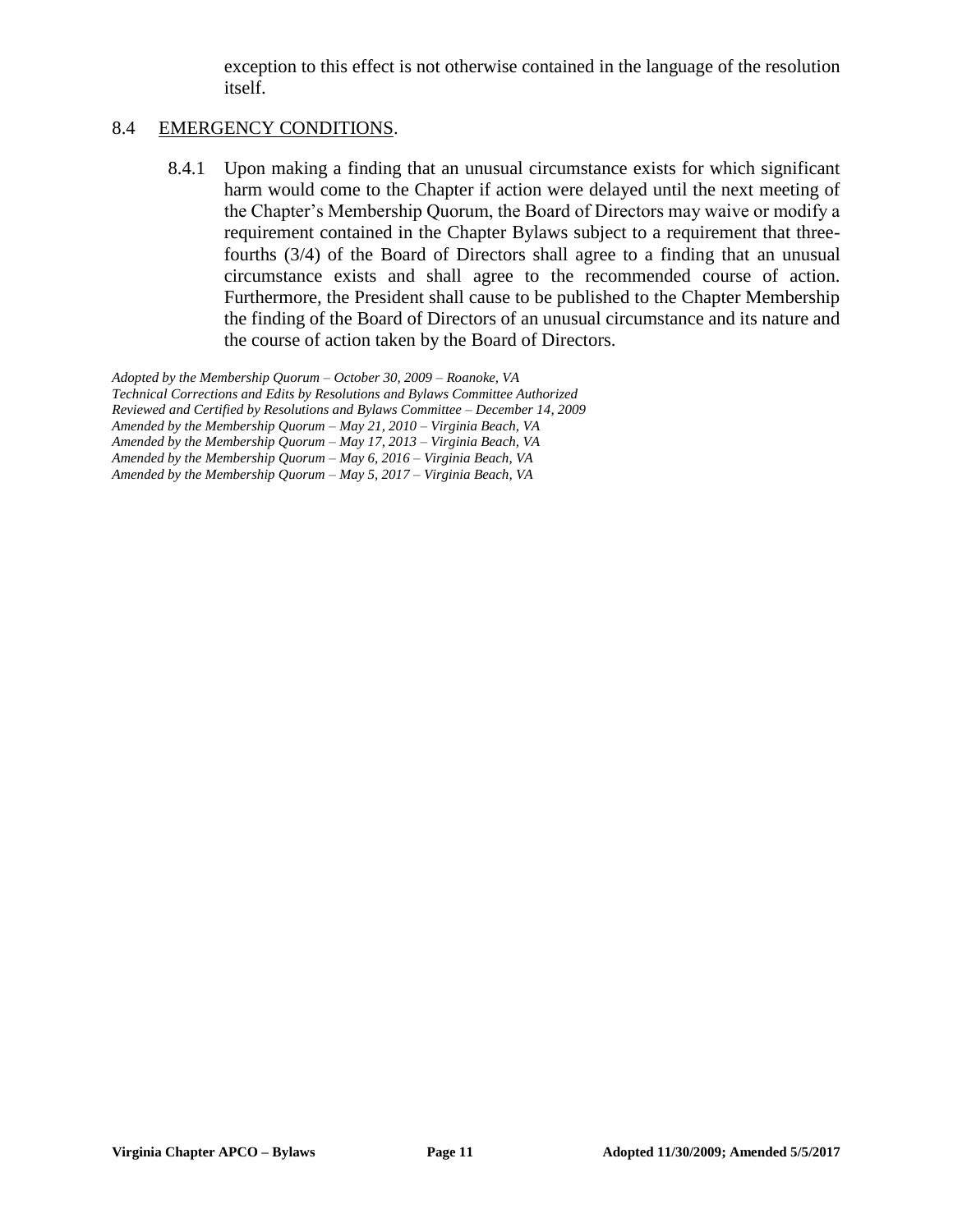exception to this effect is not otherwise contained in the language of the resolution itself.

## 8.4 EMERGENCY CONDITIONS.

8.4.1 Upon making a finding that an unusual circumstance exists for which significant harm would come to the Chapter if action were delayed until the next meeting of the Chapter's Membership Quorum, the Board of Directors may waive or modify a requirement contained in the Chapter Bylaws subject to a requirement that three-fourths (3/4) of the Board of Directors shall agree to a finding that an unusual circumstance exists and shall agree to the recommended course of action. Furthermore, the President shall cause to be published to the Chapter Membership the finding of the Board of Directors of an unusual circumstance and its nature and the course of action taken by the Board of Directors.

*Adopted by the Membership Quorum – October 30, 2009 – Roanoke, VA*
*Technical Corrections and Edits by Resolutions and Bylaws Committee Authorized*
*Reviewed and Certified by Resolutions and Bylaws Committee – December 14, 2009*
*Amended by the Membership Quorum – May 21, 2010 – Virginia Beach, VA*
*Amended by the Membership Quorum – May 17, 2013 – Virginia Beach, VA*
*Amended by the Membership Quorum – May 6, 2016 – Virginia Beach, VA*
*Amended by the Membership Quorum – May 5, 2017 – Virginia Beach, VA*